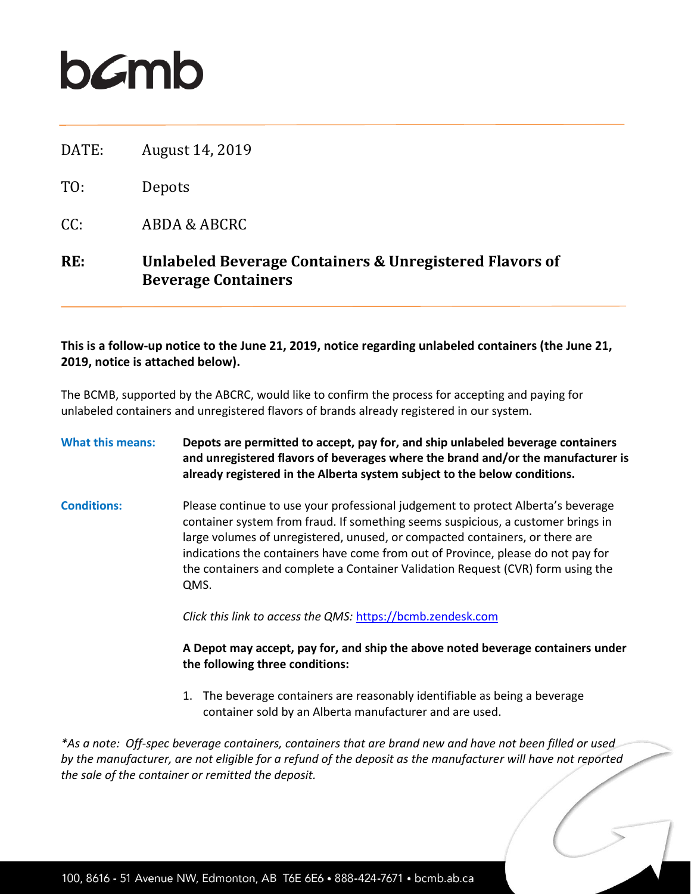# bcmb

| | |
|---|---|
| DATE: | August 14, 2019 |
| TO: | Depots |
| CC: | ABDA & ABCRC |
| **RE:** | **Unlabeled Beverage Containers & Unregistered Flavors of Beverage Containers** |

**This is a follow-up notice to the June 21, 2019, notice regarding unlabeled containers (the June 21, 2019, notice is attached below).**

The BCMB, supported by the ABCRC, would like to confirm the process for accepting and paying for unlabeled containers and unregistered flavors of brands already registered in our system.

**What this means:** **Depots are permitted to accept, pay for, and ship unlabeled beverage containers and unregistered flavors of beverages where the brand and/or the manufacturer is already registered in the Alberta system subject to the below conditions.**

**Conditions:** Please continue to use your professional judgement to protect Alberta's beverage container system from fraud. If something seems suspicious, a customer brings in large volumes of unregistered, unused, or compacted containers, or there are indications the containers have come from out of Province, please do not pay for the containers and complete a Container Validation Request (CVR) form using the QMS.

*Click this link to access the QMS:* https://bcmb.zendesk.com

**A Depot may accept, pay for, and ship the above noted beverage containers under the following three conditions:**

1. The beverage containers are reasonably identifiable as being a beverage container sold by an Alberta manufacturer and are used.

*\*As a note: Off-spec beverage containers, containers that are brand new and have not been filled or used by the manufacturer, are not eligible for a refund of the deposit as the manufacturer will have not reported the sale of the container or remitted the deposit.*

100, 8616 - 51 Avenue NW, Edmonton, AB T6E 6E6 • 888-424-7671 • bcmb.ab.ca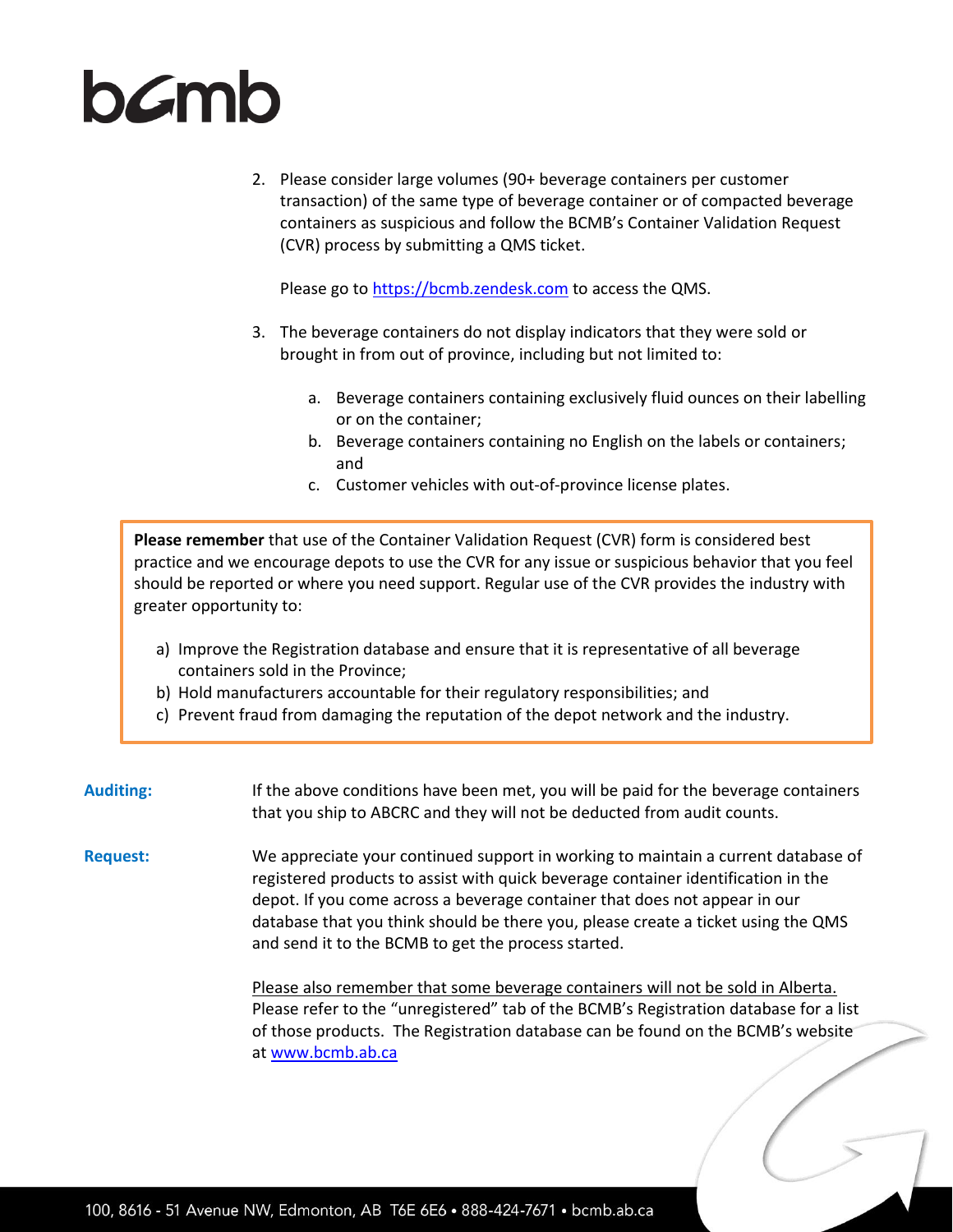2. Please consider large volumes (90+ beverage containers per customer transaction) of the same type of beverage container or of compacted beverage containers as suspicious and follow the BCMB's Container Validation Request (CVR) process by submitting a QMS ticket.

   Please go to [https://bcmb.zendesk.com](https://bcmb.zendesk.com) to access the QMS.

3. The beverage containers do not display indicators that they were sold or brought in from out of province, including but not limited to:

   a. Beverage containers containing exclusively fluid ounces on their labelling or on the container;
   b. Beverage containers containing no English on the labels or containers; and
   c. Customer vehicles with out-of-province license plates.

**Please remember** that use of the Container Validation Request (CVR) form is considered best practice and we encourage depots to use the CVR for any issue or suspicious behavior that you feel should be reported or where you need support. Regular use of the CVR provides the industry with greater opportunity to:

a) Improve the Registration database and ensure that it is representative of all beverage containers sold in the Province;
b) Hold manufacturers accountable for their regulatory responsibilities; and
c) Prevent fraud from damaging the reputation of the depot network and the industry.

**Auditing:** If the above conditions have been met, you will be paid for the beverage containers that you ship to ABCRC and they will not be deducted from audit counts.

**Request:** We appreciate your continued support in working to maintain a current database of registered products to assist with quick beverage container identification in the depot. If you come across a beverage container that does not appear in our database that you think should be there you, please create a ticket using the QMS and send it to the BCMB to get the process started.

<u>Please also remember that some beverage containers will not be sold in Alberta.</u> Please refer to the "unregistered" tab of the BCMB's Registration database for a list of those products. The Registration database can be found on the BCMB's website at [www.bcmb.ab.ca](http://www.bcmb.ab.ca)